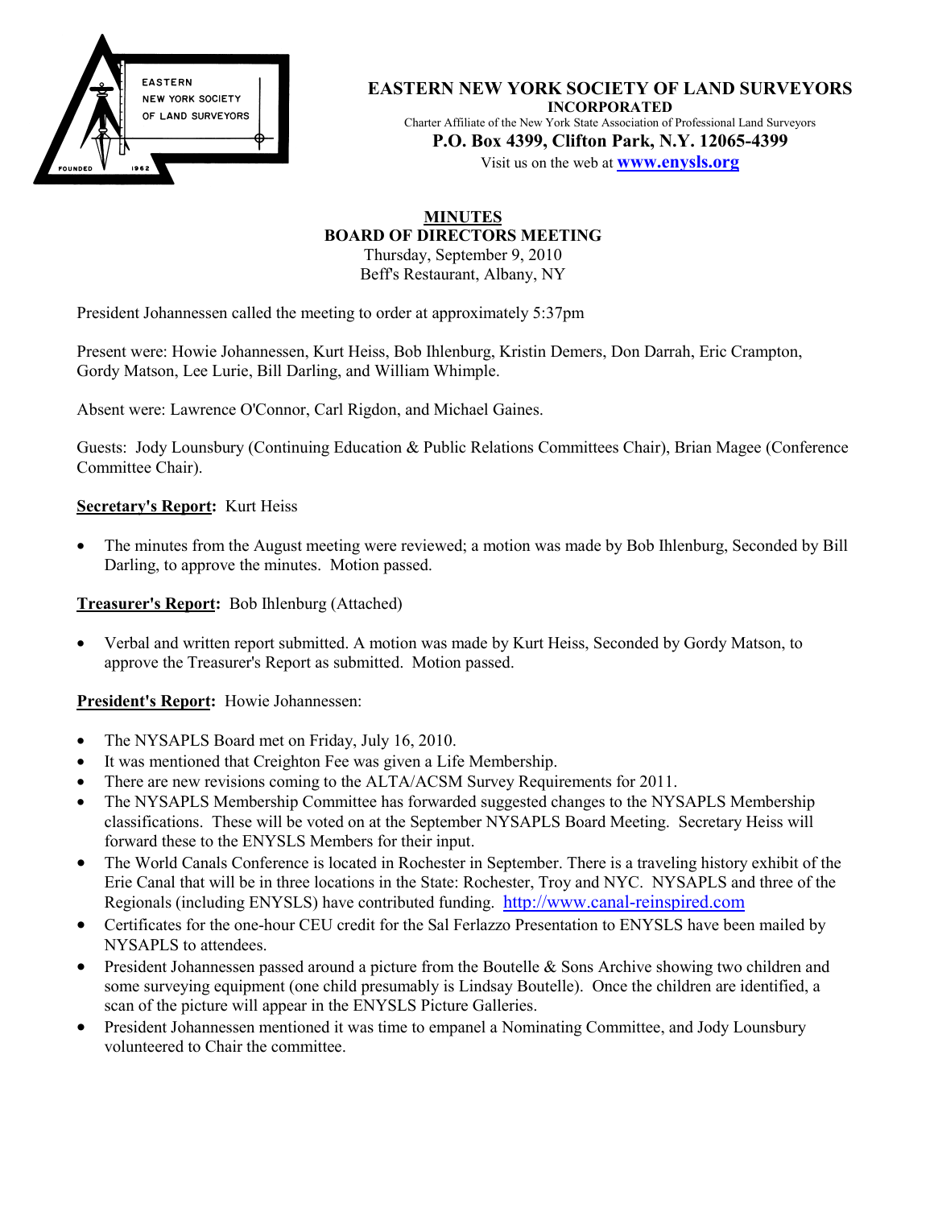**EASTERN NEW YORK SOCIETY OF LAND SURVEYORS**
**INCORPORATED**
Charter Affiliate of the New York State Association of Professional Land Surveyors
**P.O. Box 4399, Clifton Park, N.Y. 12065-4399**
Visit us on the web at **www.enysls.org**

# MINUTES
## BOARD OF DIRECTORS MEETING

Thursday, September 9, 2010
Beff's Restaurant, Albany, NY

President Johannessen called the meeting to order at approximately 5:37pm

Present were: Howie Johannessen, Kurt Heiss, Bob Ihlenburg, Kristin Demers, Don Darrah, Eric Crampton, Gordy Matson, Lee Lurie, Bill Darling, and William Whimple.

Absent were: Lawrence O'Connor, Carl Rigdon, and Michael Gaines.

Guests: Jody Lounsbury (Continuing Education & Public Relations Committees Chair), Brian Magee (Conference Committee Chair).

**Secretary's Report:** Kurt Heiss

- The minutes from the August meeting were reviewed; a motion was made by Bob Ihlenburg, Seconded by Bill Darling, to approve the minutes. Motion passed.

**Treasurer's Report:** Bob Ihlenburg (Attached)

- Verbal and written report submitted. A motion was made by Kurt Heiss, Seconded by Gordy Matson, to approve the Treasurer's Report as submitted. Motion passed.

**President's Report:** Howie Johannessen:

- The NYSAPLS Board met on Friday, July 16, 2010.
- It was mentioned that Creighton Fee was given a Life Membership.
- There are new revisions coming to the ALTA/ACSM Survey Requirements for 2011.
- The NYSAPLS Membership Committee has forwarded suggested changes to the NYSAPLS Membership classifications. These will be voted on at the September NYSAPLS Board Meeting. Secretary Heiss will forward these to the ENYSLS Members for their input.
- The World Canals Conference is located in Rochester in September. There is a traveling history exhibit of the Erie Canal that will be in three locations in the State: Rochester, Troy and NYC. NYSAPLS and three of the Regionals (including ENYSLS) have contributed funding. http://www.canal-reinspired.com
- Certificates for the one-hour CEU credit for the Sal Ferlazzo Presentation to ENYSLS have been mailed by NYSAPLS to attendees.
- President Johannessen passed around a picture from the Boutelle & Sons Archive showing two children and some surveying equipment (one child presumably is Lindsay Boutelle). Once the children are identified, a scan of the picture will appear in the ENYSLS Picture Galleries.
- President Johannessen mentioned it was time to empanel a Nominating Committee, and Jody Lounsbury volunteered to Chair the committee.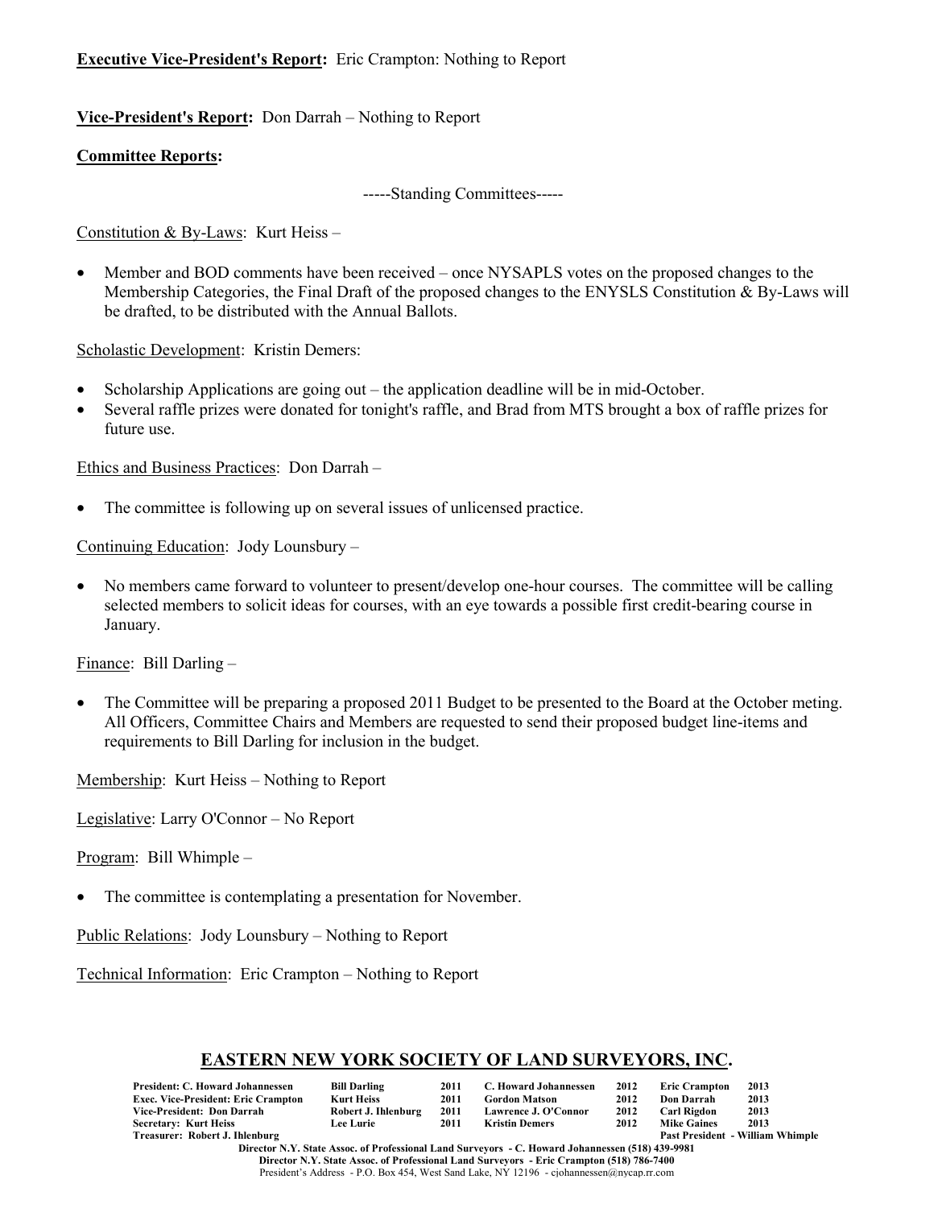**Executive Vice-President's Report:** Eric Crampton: Nothing to Report

**Vice-President's Report:** Don Darrah – Nothing to Report

**Committee Reports:**

-----Standing Committees-----

Constitution & By-Laws: Kurt Heiss –

- Member and BOD comments have been received – once NYSAPLS votes on the proposed changes to the Membership Categories, the Final Draft of the proposed changes to the ENYSLS Constitution & By-Laws will be drafted, to be distributed with the Annual Ballots.

Scholastic Development: Kristin Demers:

- Scholarship Applications are going out – the application deadline will be in mid-October.
- Several raffle prizes were donated for tonight's raffle, and Brad from MTS brought a box of raffle prizes for future use.

Ethics and Business Practices: Don Darrah –

- The committee is following up on several issues of unlicensed practice.

Continuing Education: Jody Lounsbury –

- No members came forward to volunteer to present/develop one-hour courses. The committee will be calling selected members to solicit ideas for courses, with an eye towards a possible first credit-bearing course in January.

Finance: Bill Darling –

- The Committee will be preparing a proposed 2011 Budget to be presented to the Board at the October meting. All Officers, Committee Chairs and Members are requested to send their proposed budget line-items and requirements to Bill Darling for inclusion in the budget.

Membership: Kurt Heiss – Nothing to Report

Legislative: Larry O'Connor – No Report

Program: Bill Whimple –

- The committee is contemplating a presentation for November.

Public Relations: Jody Lounsbury – Nothing to Report

Technical Information: Eric Crampton – Nothing to Report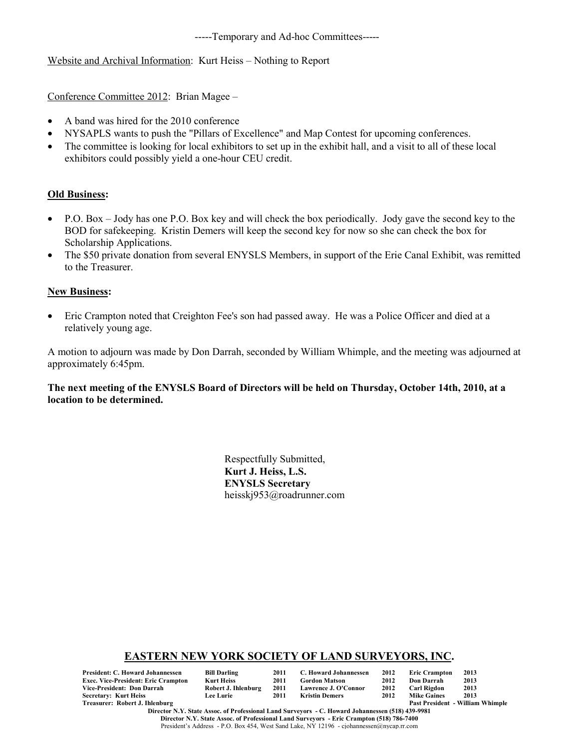-----Temporary and Ad-hoc Committees-----

Website and Archival Information: Kurt Heiss – Nothing to Report

Conference Committee 2012: Brian Magee –

- A band was hired for the 2010 conference
- NYSAPLS wants to push the "Pillars of Excellence" and Map Contest for upcoming conferences.
- The committee is looking for local exhibitors to set up in the exhibit hall, and a visit to all of these local exhibitors could possibly yield a one-hour CEU credit.

**Old Business:**

- P.O. Box – Jody has one P.O. Box key and will check the box periodically. Jody gave the second key to the BOD for safekeeping. Kristin Demers will keep the second key for now so she can check the box for Scholarship Applications.
- The $50 private donation from several ENYSLS Members, in support of the Erie Canal Exhibit, was remitted to the Treasurer.

**New Business:**

- Eric Crampton noted that Creighton Fee's son had passed away. He was a Police Officer and died at a relatively young age.

A motion to adjourn was made by Don Darrah, seconded by William Whimple, and the meeting was adjourned at approximately 6:45pm.

**The next meeting of the ENYSLS Board of Directors will be held on Thursday, October 14th, 2010, at a location to be determined.**

Respectfully Submitted,
**Kurt J. Heiss, L.S.**
**ENYSLS Secretary**
heisskj953@roadrunner.com

## EASTERN NEW YORK SOCIETY OF LAND SURVEYORS, INC.

| | | | | | | | |
|---|---|---|---|---|---|---|---|
| **President: C. Howard Johannessen** | **Bill Darling** | **2011** | **C. Howard Johannessen** | **2012** | **Eric Crampton** | **2013** |
| **Exec. Vice-President: Eric Crampton** | **Kurt Heiss** | **2011** | **Gordon Matson** | **2012** | **Don Darrah** | **2013** |
| **Vice-President: Don Darrah** | **Robert J. Ihlenburg** | **2011** | **Lawrence J. O'Connor** | **2012** | **Carl Rigdon** | **2013** |
| **Secretary: Kurt Heiss** | **Lee Lurie** | **2011** | **Kristin Demers** | **2012** | **Mike Gaines** | **2013** |
| **Treasurer: Robert J. Ihlenburg** | | | | | **Past President - William Whimple** | |

**Director N.Y. State Assoc. of Professional Land Surveyors - C. Howard Johannessen (518) 439-9981**
**Director N.Y. State Assoc. of Professional Land Surveyors - Eric Crampton (518) 786-7400**
President's Address - P.O. Box 454, West Sand Lake, NY 12196 - cjohannessen@nycap.rr.com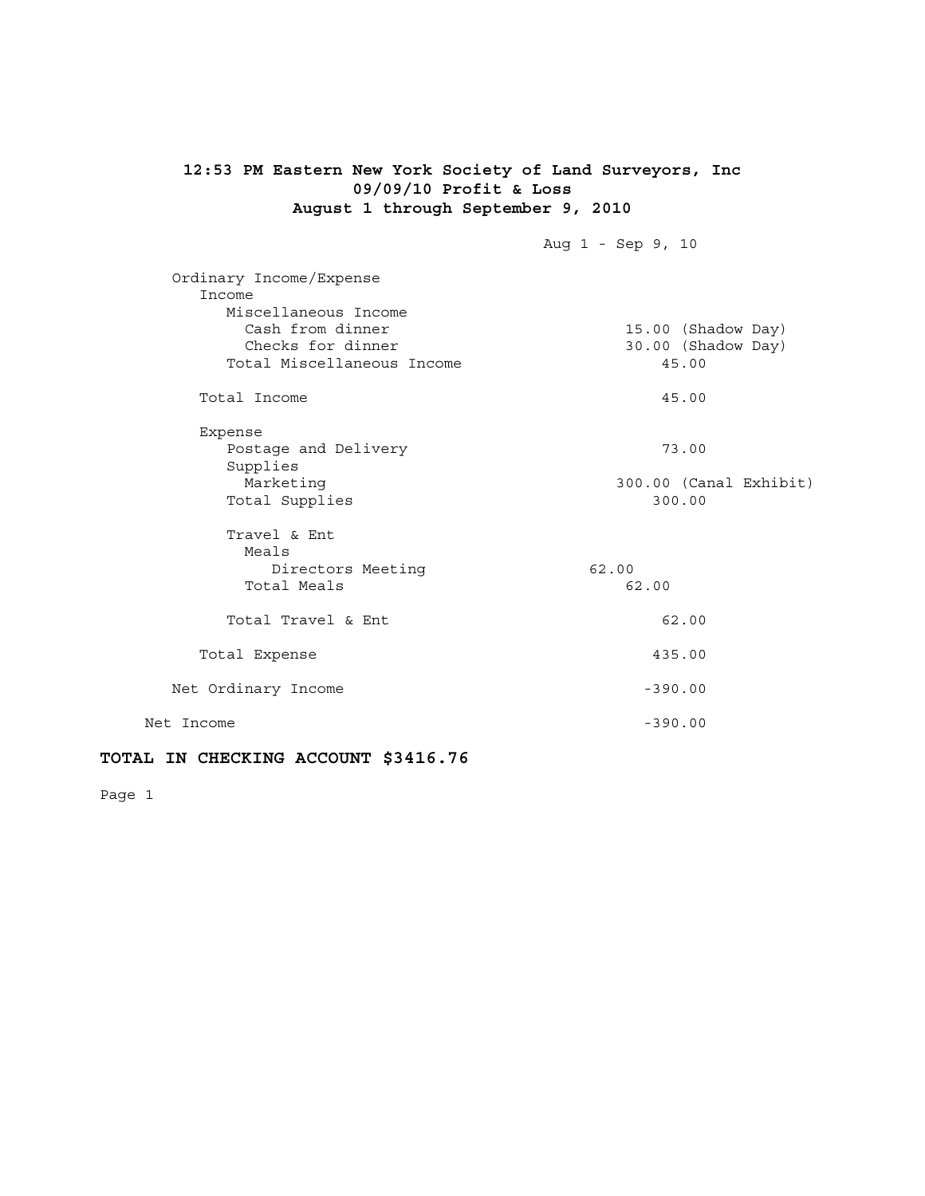**12:53 PM Eastern New York Society of Land Surveyors, Inc**
**09/09/10 Profit & Loss**
**August 1 through September 9, 2010**

| | Aug 1 - Sep 9, 10 |
|---|---|
| Ordinary Income/Expense | |
| Income | |
| Miscellaneous Income | |
| Cash from dinner | 15.00 (Shadow Day) |
| Checks for dinner | 30.00 (Shadow Day) |
| Total Miscellaneous Income | 45.00 |
| Total Income | 45.00 |
| Expense | |
| Postage and Delivery | 73.00 |
| Supplies | |
| Marketing | 300.00 (Canal Exhibit) |
| Total Supplies | 300.00 |
| Travel & Ent | |
| Meals | |
| Directors Meeting | 62.00 |
| Total Meals | 62.00 |
| Total Travel & Ent | 62.00 |
| Total Expense | 435.00 |
| Net Ordinary Income | -390.00 |
| Net Income | -390.00 |

**TOTAL IN CHECKING ACCOUNT $3416.76**